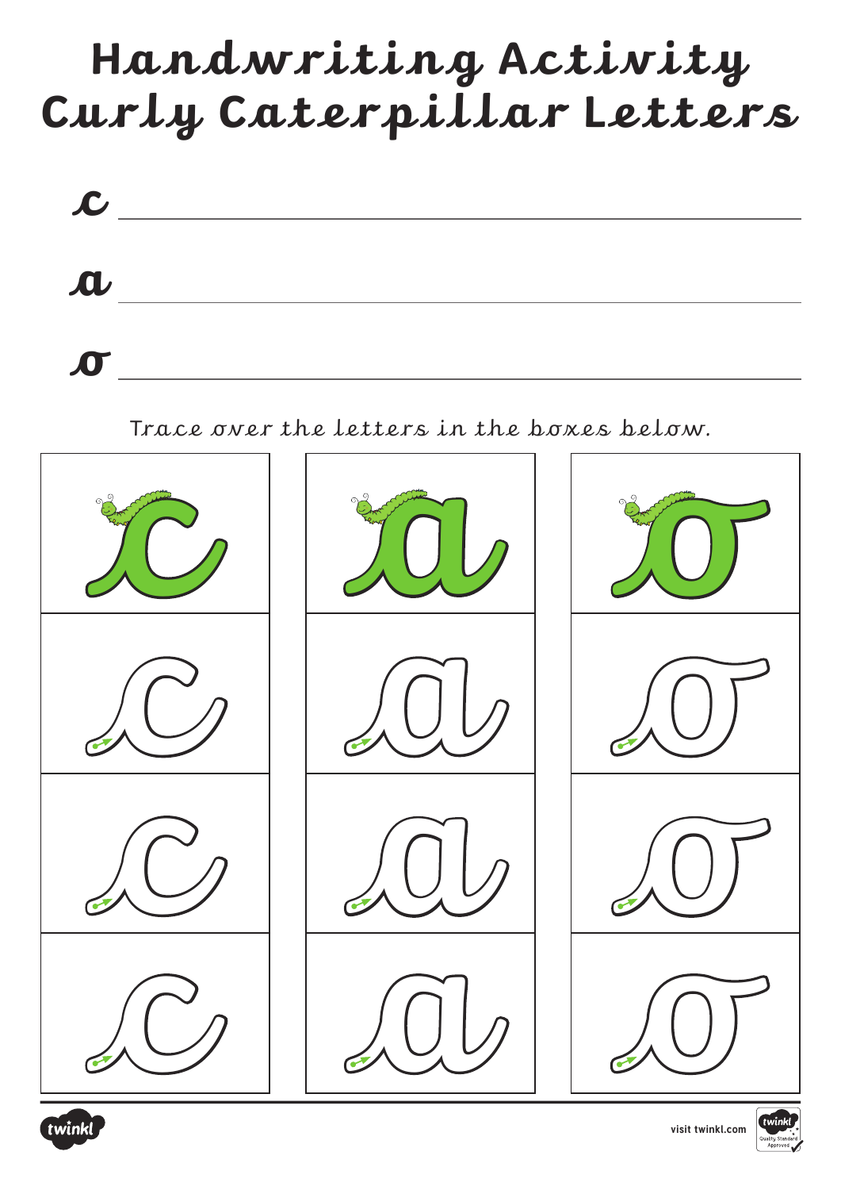# Handwriting Activity
# Curly Caterpillar Letters

c ________________________________________

a ________________________________________

o ________________________________________

Trace over the letters in the boxes below.

| c | a | o |
|---|---|---|
| c | a | o |
| c | a | o |
| c | a | o |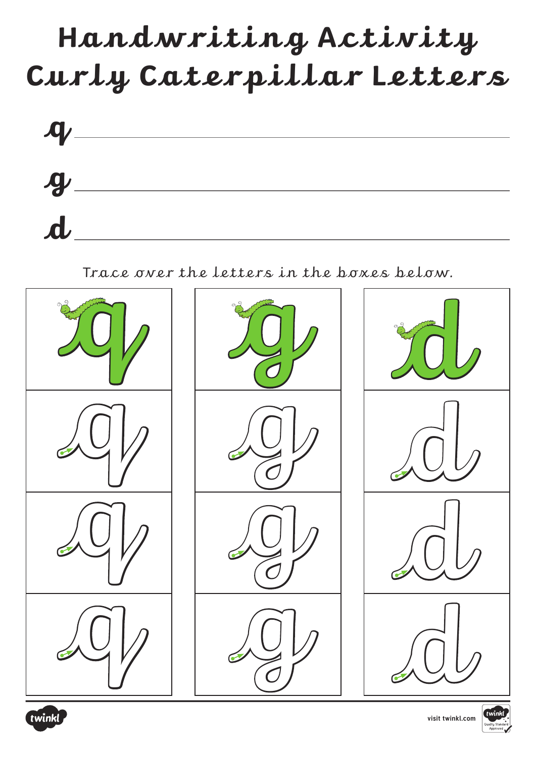# Handwriting Activity Curly Caterpillar Letters

q ______________________________________________

g ______________________________________________

d ______________________________________________

Trace over the letters in the boxes below.

| q | g | d |
|---|---|---|
| q | g | d |
| q | g | d |
| q | g | d |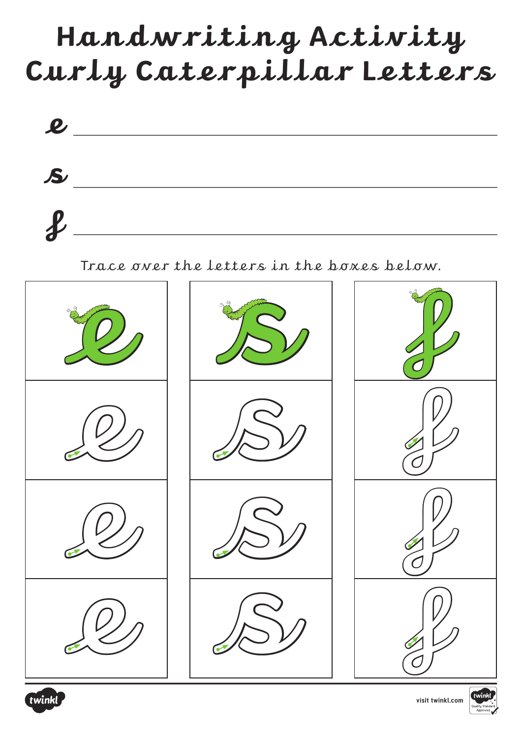# Handwriting Activity
# Curly Caterpillar Letters

e ______________________________

s ______________________________

f ______________________________

Trace over the letters in the boxes below.

| e | s | f |
| --- | --- | --- |
| e | s | f |
| e | s | f |
| e | s | f |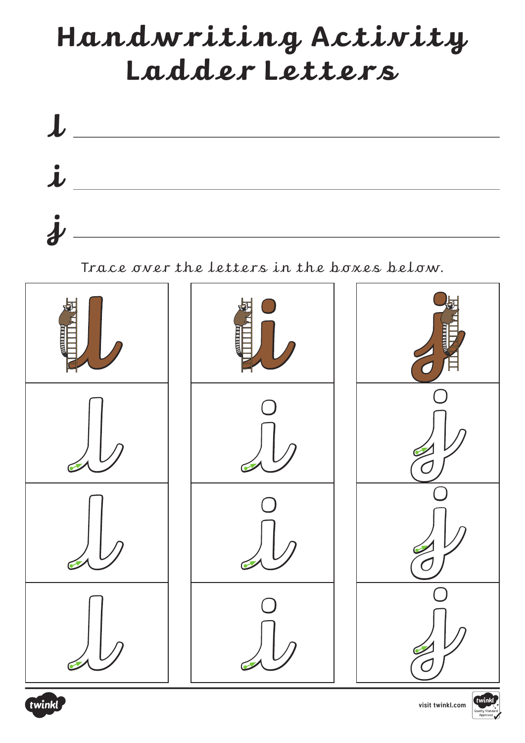# Handwriting Activity
# Ladder Letters

l ______________________________________________

i ______________________________________________

j ______________________________________________

Trace over the letters in the boxes below.

| l | i | j |
|---|---|---|
| l | i | j |
| l | i | j |
| l | i | j |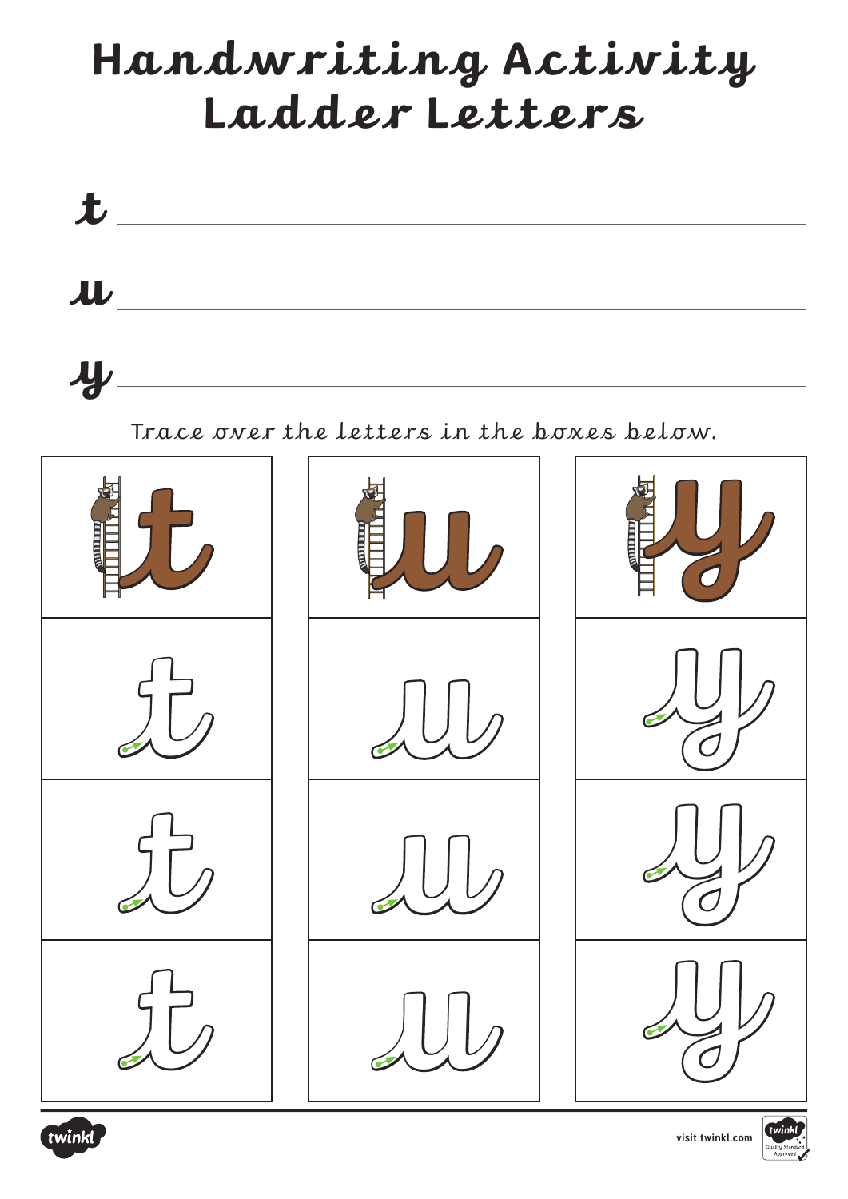# Handwriting Activity Ladder Letters

t ______________________________________________

u ______________________________________________

y ______________________________________________

Trace over the letters in the boxes below.

| t | u | y |
|---|---|---|
| t | u | y |
| t | u | y |
| t | u | y |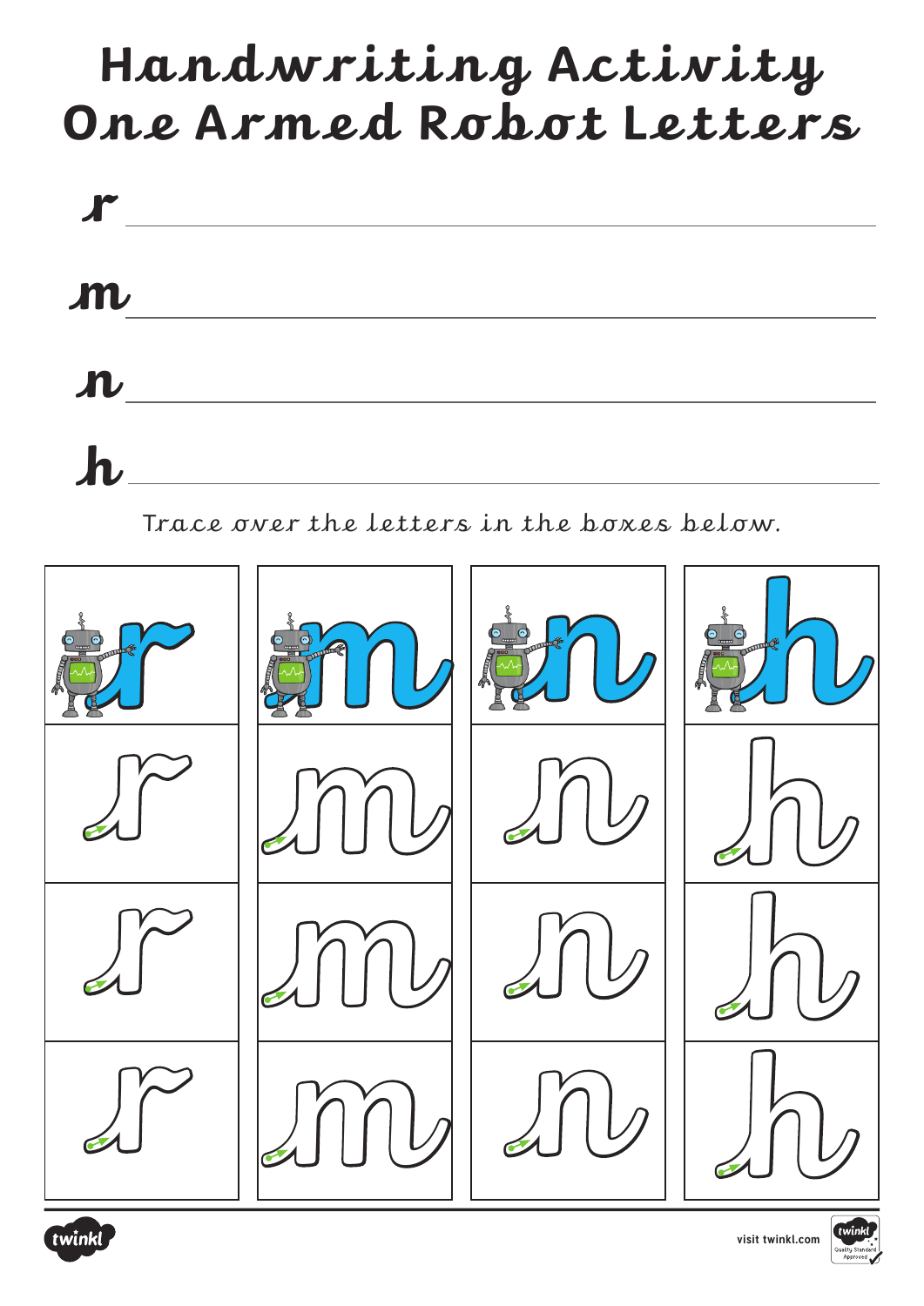# Handwriting Activity
# One Armed Robot Letters

r ______________________________

m ______________________________

n ______________________________

h ______________________________

Trace over the letters in the boxes below.

| r | m | n | h |
| --- | --- | --- | --- |
| r | m | n | h |
| r | m | n | h |
| r | m | n | h |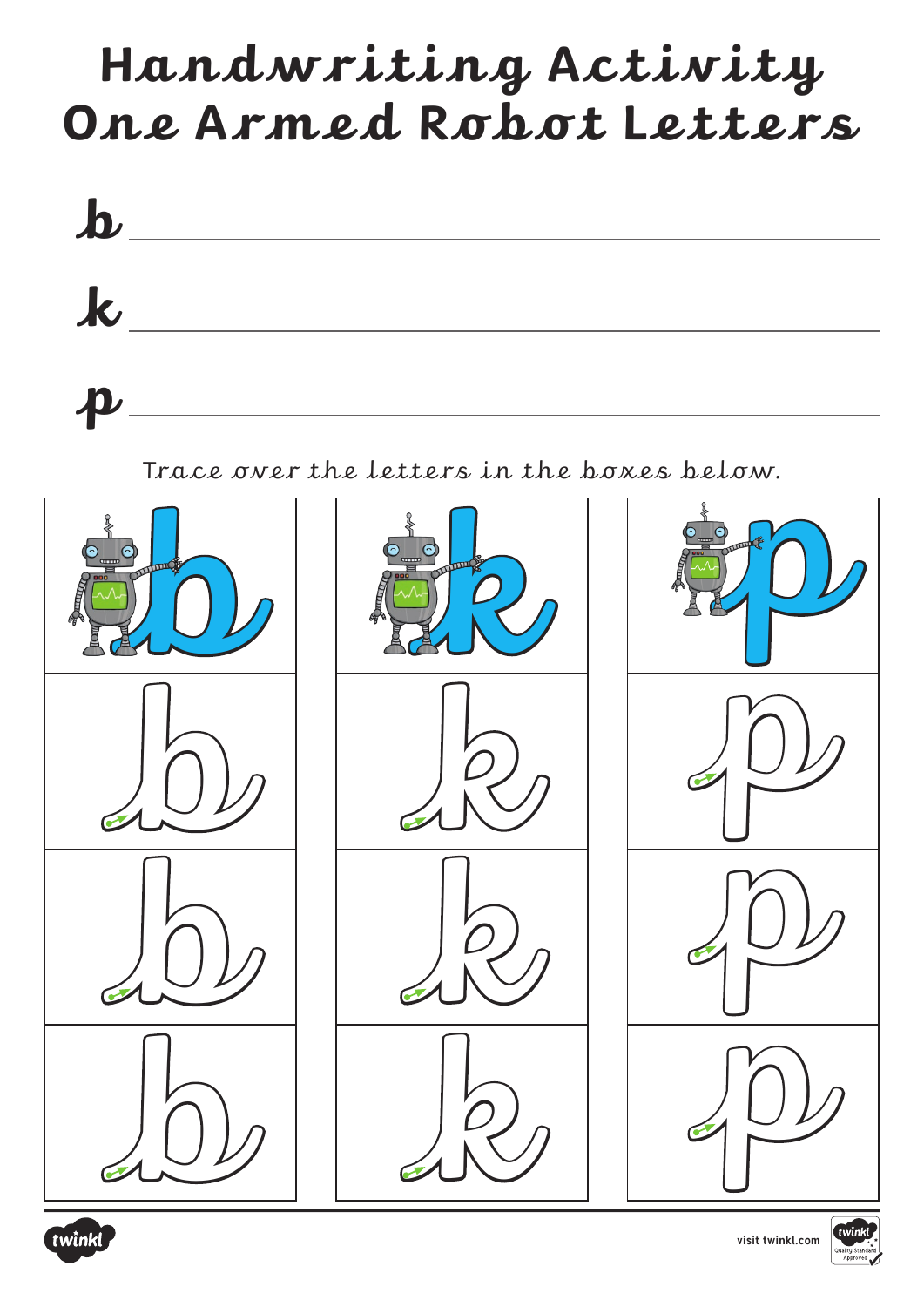# Handwriting Activity
# One Armed Robot Letters

b ____________________________________________

k ____________________________________________

p ____________________________________________

Trace over the letters in the boxes below.

| b | k | p |
|---|---|---|
| b | k | p |
| b | k | p |
| b | k | p |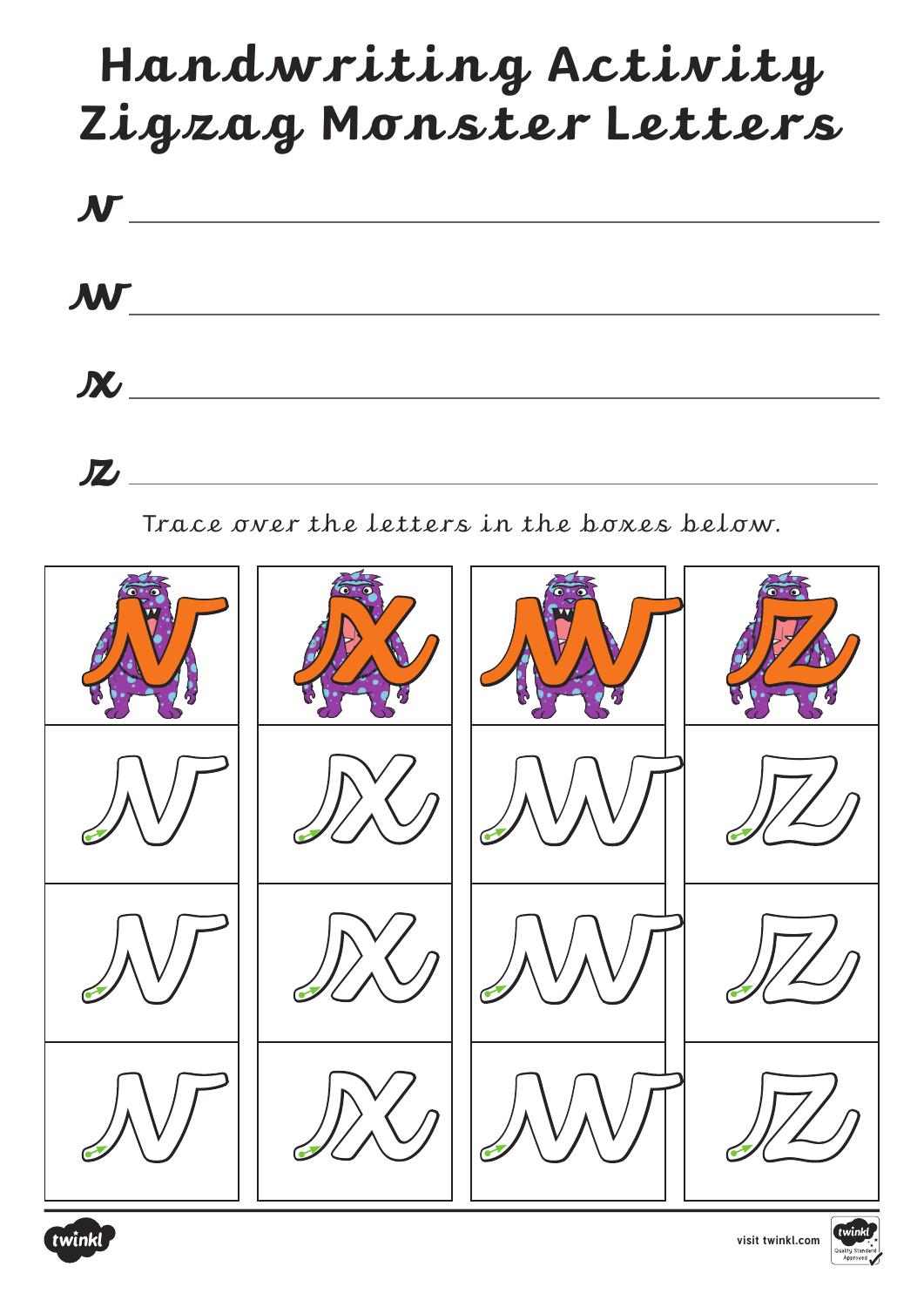# Handwriting Activity
# Zigzag Monster Letters

v \_\_\_\_\_\_\_\_\_\_\_\_\_\_\_\_\_\_\_\_\_\_\_\_\_\_\_\_\_\_\_\_\_\_\_\_\_\_\_\_

w \_\_\_\_\_\_\_\_\_\_\_\_\_\_\_\_\_\_\_\_\_\_\_\_\_\_\_\_\_\_\_\_\_\_\_\_\_\_\_\_

x \_\_\_\_\_\_\_\_\_\_\_\_\_\_\_\_\_\_\_\_\_\_\_\_\_\_\_\_\_\_\_\_\_\_\_\_\_\_\_\_

z \_\_\_\_\_\_\_\_\_\_\_\_\_\_\_\_\_\_\_\_\_\_\_\_\_\_\_\_\_\_\_\_\_\_\_\_\_\_\_\_

Trace over the letters in the boxes below.

| | | | |
|---|---|---|---|
| v | x | w | z |
| v | x | w | z |
| v | x | w | z |
| v | x | w | z |